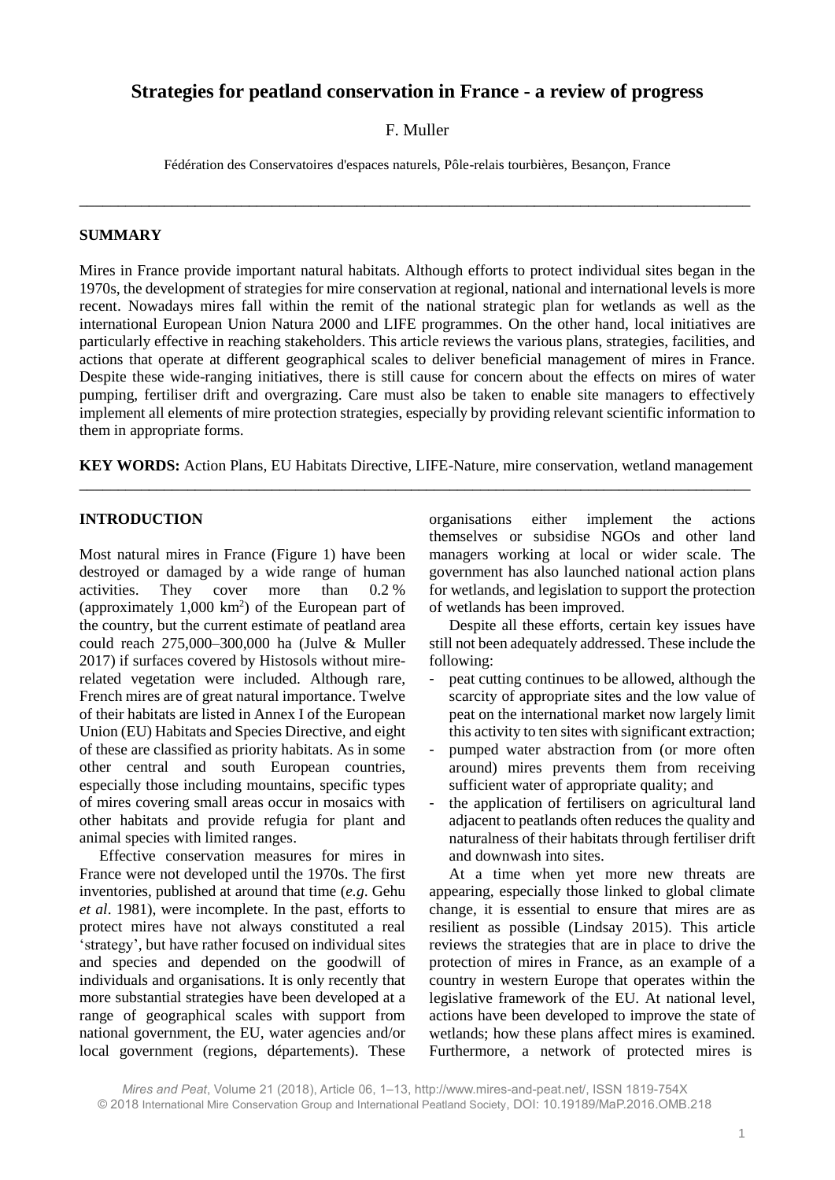# Strategies for peatland conservation in France - a review of progress

F. Muller

Fédération des Conservatoires d'espaces naturels, Pôle-relais tourbières, Besançon, France

---

## SUMMARY

Mires in France provide important natural habitats. Although efforts to protect individual sites began in the 1970s, the development of strategies for mire conservation at regional, national and international levels is more recent. Nowadays mires fall within the remit of the national strategic plan for wetlands as well as the international European Union Natura 2000 and LIFE programmes. On the other hand, local initiatives are particularly effective in reaching stakeholders. This article reviews the various plans, strategies, facilities, and actions that operate at different geographical scales to deliver beneficial management of mires in France. Despite these wide-ranging initiatives, there is still cause for concern about the effects on mires of water pumping, fertiliser drift and overgrazing. Care must also be taken to enable site managers to effectively implement all elements of mire protection strategies, especially by providing relevant scientific information to them in appropriate forms.

**KEY WORDS:** Action Plans, EU Habitats Directive, LIFE-Nature, mire conservation, wetland management

---

## INTRODUCTION

Most natural mires in France (Figure 1) have been destroyed or damaged by a wide range of human activities. They cover more than 0.2 % (approximately 1,000 km$^2$) of the European part of the country, but the current estimate of peatland area could reach 275,000–300,000 ha (Julve & Muller 2017) if surfaces covered by Histosols without mire-related vegetation were included. Although rare, French mires are of great natural importance. Twelve of their habitats are listed in Annex I of the European Union (EU) Habitats and Species Directive, and eight of these are classified as priority habitats. As in some other central and south European countries, especially those including mountains, specific types of mires covering small areas occur in mosaics with other habitats and provide refugia for plant and animal species with limited ranges.

Effective conservation measures for mires in France were not developed until the 1970s. The first inventories, published at around that time (*e.g.* Gehu *et al*. 1981), were incomplete. In the past, efforts to protect mires have not always constituted a real 'strategy', but have rather focused on individual sites and species and depended on the goodwill of individuals and organisations. It is only recently that more substantial strategies have been developed at a range of geographical scales with support from national government, the EU, water agencies and/or local government (regions, départements). These organisations either implement the actions themselves or subsidise NGOs and other land managers working at local or wider scale. The government has also launched national action plans for wetlands, and legislation to support the protection of wetlands has been improved.

Despite all these efforts, certain key issues have still not been adequately addressed. These include the following:

- peat cutting continues to be allowed, although the scarcity of appropriate sites and the low value of peat on the international market now largely limit this activity to ten sites with significant extraction;
- pumped water abstraction from (or more often around) mires prevents them from receiving sufficient water of appropriate quality; and
- the application of fertilisers on agricultural land adjacent to peatlands often reduces the quality and naturalness of their habitats through fertiliser drift and downwash into sites.

At a time when yet more new threats are appearing, especially those linked to global climate change, it is essential to ensure that mires are as resilient as possible (Lindsay 2015). This article reviews the strategies that are in place to drive the protection of mires in France, as an example of a country in western Europe that operates within the legislative framework of the EU. At national level, actions have been developed to improve the state of wetlands; how these plans affect mires is examined. Furthermore, a network of protected mires is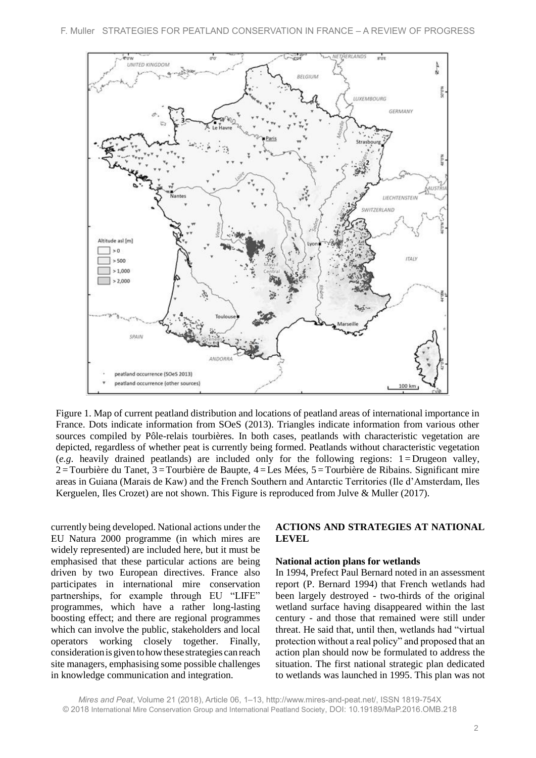Figure 1. Map of current peatland distribution and locations of peatland areas of international importance in France. Dots indicate information from SOeS (2013). Triangles indicate information from various other sources compiled by Pôle-relais tourbières. In both cases, peatlands with characteristic vegetation are depicted, regardless of whether peat is currently being formed. Peatlands without characteristic vegetation (*e.g.* heavily drained peatlands) are included only for the following regions: 1 = Drugeon valley, 2 = Tourbière du Tanet, 3 = Tourbière de Baupte, 4 = Les Mées, 5 = Tourbière de Ribains. Significant mire areas in Guiana (Marais de Kaw) and the French Southern and Antarctic Territories (Ile d'Amsterdam, Iles Kerguelen, Iles Crozet) are not shown. This Figure is reproduced from Julve & Muller (2017).

currently being developed. National actions under the EU Natura 2000 programme (in which mires are widely represented) are included here, but it must be emphasised that these particular actions are being driven by two European directives. France also participates in international mire conservation partnerships, for example through EU "LIFE" programmes, which have a rather long-lasting boosting effect; and there are regional programmes which can involve the public, stakeholders and local operators working closely together. Finally, consideration is given to how these strategies can reach site managers, emphasising some possible challenges in knowledge communication and integration.

## ACTIONS AND STRATEGIES AT NATIONAL LEVEL

### National action plans for wetlands

In 1994, Prefect Paul Bernard noted in an assessment report (P. Bernard 1994) that French wetlands had been largely destroyed - two-thirds of the original wetland surface having disappeared within the last century - and those that remained were still under threat. He said that, until then, wetlands had "virtual protection without a real policy" and proposed that an action plan should now be formulated to address the situation. The first national strategic plan dedicated to wetlands was launched in 1995. This plan was not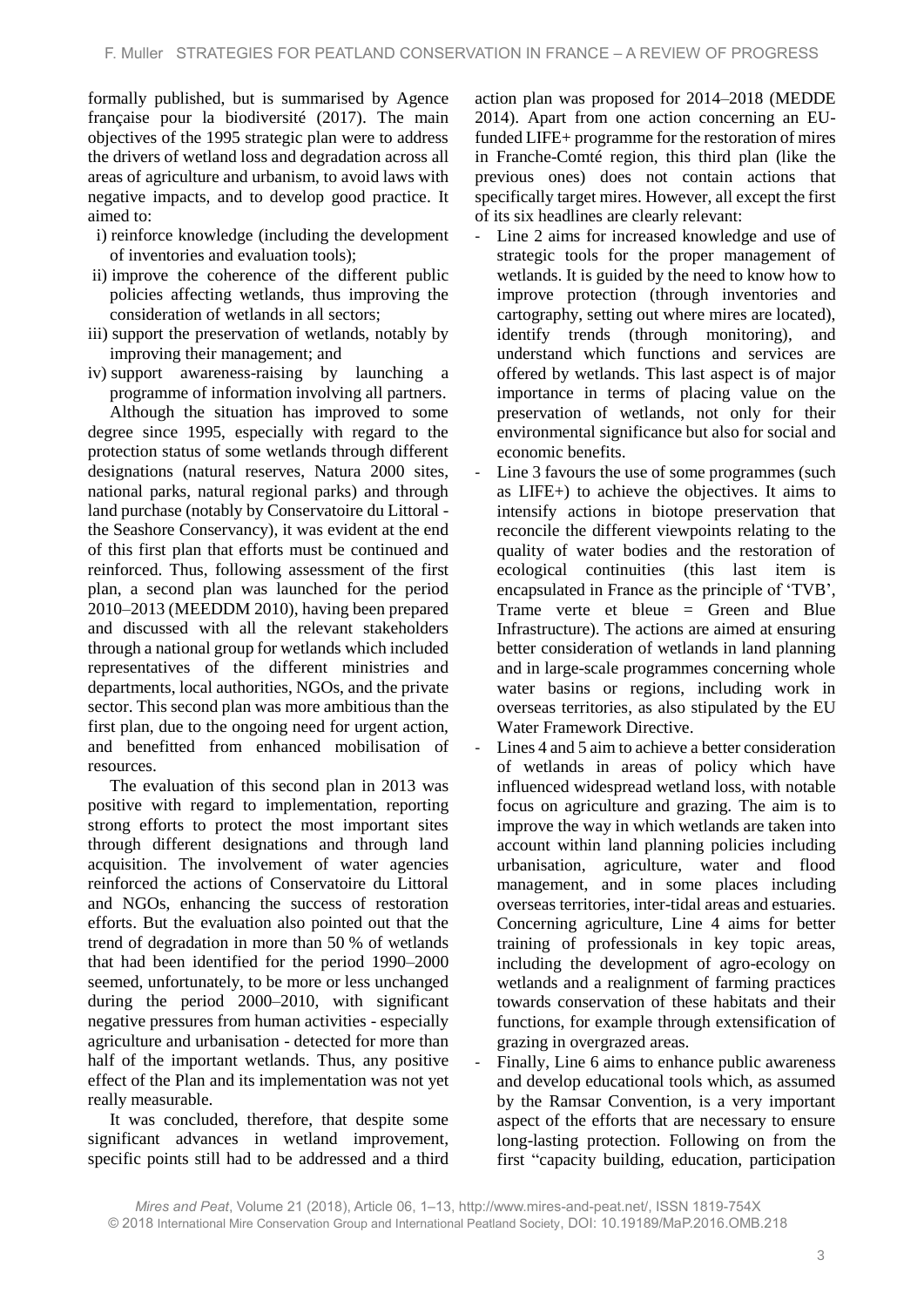formally published, but is summarised by Agence française pour la biodiversité (2017). The main objectives of the 1995 strategic plan were to address the drivers of wetland loss and degradation across all areas of agriculture and urbanism, to avoid laws with negative impacts, and to develop good practice. It aimed to:

i) reinforce knowledge (including the development of inventories and evaluation tools);
ii) improve the coherence of the different public policies affecting wetlands, thus improving the consideration of wetlands in all sectors;
iii) support the preservation of wetlands, notably by improving their management; and
iv) support awareness-raising by launching a programme of information involving all partners.

Although the situation has improved to some degree since 1995, especially with regard to the protection status of some wetlands through different designations (natural reserves, Natura 2000 sites, national parks, natural regional parks) and through land purchase (notably by Conservatoire du Littoral - the Seashore Conservancy), it was evident at the end of this first plan that efforts must be continued and reinforced. Thus, following assessment of the first plan, a second plan was launched for the period 2010–2013 (MEEDDM 2010), having been prepared and discussed with all the relevant stakeholders through a national group for wetlands which included representatives of the different ministries and departments, local authorities, NGOs, and the private sector. This second plan was more ambitious than the first plan, due to the ongoing need for urgent action, and benefitted from enhanced mobilisation of resources.

The evaluation of this second plan in 2013 was positive with regard to implementation, reporting strong efforts to protect the most important sites through different designations and through land acquisition. The involvement of water agencies reinforced the actions of Conservatoire du Littoral and NGOs, enhancing the success of restoration efforts. But the evaluation also pointed out that the trend of degradation in more than 50 % of wetlands that had been identified for the period 1990–2000 seemed, unfortunately, to be more or less unchanged during the period 2000–2010, with significant negative pressures from human activities - especially agriculture and urbanisation - detected for more than half of the important wetlands. Thus, any positive effect of the Plan and its implementation was not yet really measurable.

It was concluded, therefore, that despite some significant advances in wetland improvement, specific points still had to be addressed and a third action plan was proposed for 2014–2018 (MEDDE 2014). Apart from one action concerning an EU-funded LIFE+ programme for the restoration of mires in Franche-Comté region, this third plan (like the previous ones) does not contain actions that specifically target mires. However, all except the first of its six headlines are clearly relevant:

- Line 2 aims for increased knowledge and use of strategic tools for the proper management of wetlands. It is guided by the need to know how to improve protection (through inventories and cartography, setting out where mires are located), identify trends (through monitoring), and understand which functions and services are offered by wetlands. This last aspect is of major importance in terms of placing value on the preservation of wetlands, not only for their environmental significance but also for social and economic benefits.
- Line 3 favours the use of some programmes (such as LIFE+) to achieve the objectives. It aims to intensify actions in biotope preservation that reconcile the different viewpoints relating to the quality of water bodies and the restoration of ecological continuities (this last item is encapsulated in France as the principle of 'TVB', Trame verte et bleue = Green and Blue Infrastructure). The actions are aimed at ensuring better consideration of wetlands in land planning and in large-scale programmes concerning whole water basins or regions, including work in overseas territories, as also stipulated by the EU Water Framework Directive.
- Lines 4 and 5 aim to achieve a better consideration of wetlands in areas of policy which have influenced widespread wetland loss, with notable focus on agriculture and grazing. The aim is to improve the way in which wetlands are taken into account within land planning policies including urbanisation, agriculture, water and flood management, and in some places including overseas territories, inter-tidal areas and estuaries. Concerning agriculture, Line 4 aims for better training of professionals in key topic areas, including the development of agro-ecology on wetlands and a realignment of farming practices towards conservation of these habitats and their functions, for example through extensification of grazing in overgrazed areas.
- Finally, Line 6 aims to enhance public awareness and develop educational tools which, as assumed by the Ramsar Convention, is a very important aspect of the efforts that are necessary to ensure long-lasting protection. Following on from the first "capacity building, education, participation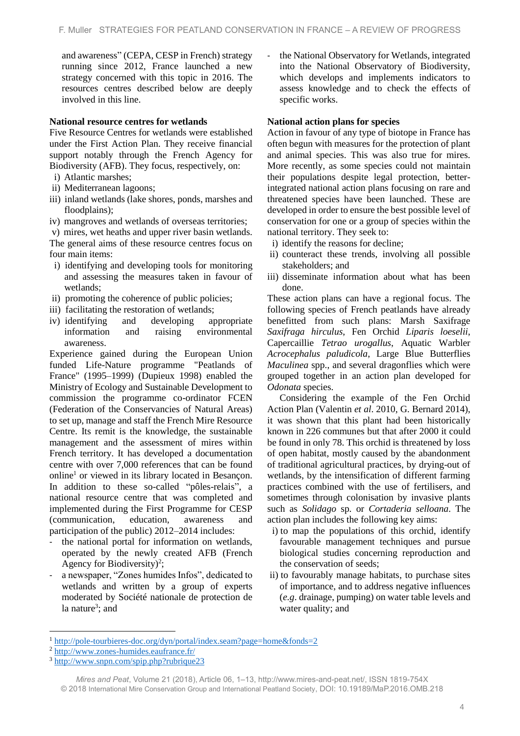and awareness" (CEPA, CESP in French) strategy running since 2012, France launched a new strategy concerned with this topic in 2016. The resources centres described below are deeply involved in this line.

### National resource centres for wetlands

Five Resource Centres for wetlands were established under the First Action Plan. They receive financial support notably through the French Agency for Biodiversity (AFB). They focus, respectively, on:

i) Atlantic marshes;
ii) Mediterranean lagoons;
iii) inland wetlands (lake shores, ponds, marshes and floodplains);
iv) mangroves and wetlands of overseas territories;
v) mires, wet heaths and upper river basin wetlands.

The general aims of these resource centres focus on four main items:

i) identifying and developing tools for monitoring and assessing the measures taken in favour of wetlands;
ii) promoting the coherence of public policies;
iii) facilitating the restoration of wetlands;
iv) identifying and developing appropriate information and raising environmental awareness.

Experience gained during the European Union funded Life-Nature programme "Peatlands of France" (1995–1999) (Dupieux 1998) enabled the Ministry of Ecology and Sustainable Development to commission the programme co-ordinator FCEN (Federation of the Conservancies of Natural Areas) to set up, manage and staff the French Mire Resource Centre. Its remit is the knowledge, the sustainable management and the assessment of mires within French territory. It has developed a documentation centre with over 7,000 references that can be found online[1] or viewed in its library located in Besançon. In addition to these so-called "pôles-relais", a national resource centre that was completed and implemented during the First Programme for CESP (communication, education, awareness and participation of the public) 2012–2014 includes:

- the national portal for information on wetlands, operated by the newly created AFB (French Agency for Biodiversity)[2];
- a newspaper, "Zones humides Infos", dedicated to wetlands and written by a group of experts moderated by Société nationale de protection de la nature[3]; and
- the National Observatory for Wetlands, integrated into the National Observatory of Biodiversity, which develops and implements indicators to assess knowledge and to check the effects of specific works.

### National action plans for species

Action in favour of any type of biotope in France has often begun with measures for the protection of plant and animal species. This was also true for mires. More recently, as some species could not maintain their populations despite legal protection, better-integrated national action plans focusing on rare and threatened species have been launched. These are developed in order to ensure the best possible level of conservation for one or a group of species within the national territory. They seek to:

i) identify the reasons for decline;
ii) counteract these trends, involving all possible stakeholders; and
iii) disseminate information about what has been done.

These action plans can have a regional focus. The following species of French peatlands have already benefitted from such plans: Marsh Saxifrage *Saxifraga hirculus*, Fen Orchid *Liparis loeselii*, Capercaillie *Tetrao urogallus*, Aquatic Warbler *Acrocephalus paludicola*, Large Blue Butterflies *Maculinea* spp., and several dragonflies which were grouped together in an action plan developed for *Odonata* species.

Considering the example of the Fen Orchid Action Plan (Valentin *et al*. 2010, G. Bernard 2014), it was shown that this plant had been historically known in 226 communes but that after 2000 it could be found in only 78. This orchid is threatened by loss of open habitat, mostly caused by the abandonment of traditional agricultural practices, by drying-out of wetlands, by the intensification of different farming practices combined with the use of fertilisers, and sometimes through colonisation by invasive plants such as *Solidago* sp. or *Cortaderia selloana*. The action plan includes the following key aims:

i) to map the populations of this orchid, identify favourable management techniques and pursue biological studies concerning reproduction and the conservation of seeds;
ii) to favourably manage habitats, to purchase sites of importance, and to address negative influences (*e.g*. drainage, pumping) on water table levels and water quality; and

---

[1] http://pole-tourbieres-doc.org/dyn/portal/index.seam?page=home&fonds=2
[2] http://www.zones-humides.eaufrance.fr/
[3] http://www.snpn.com/spip.php?rubrique23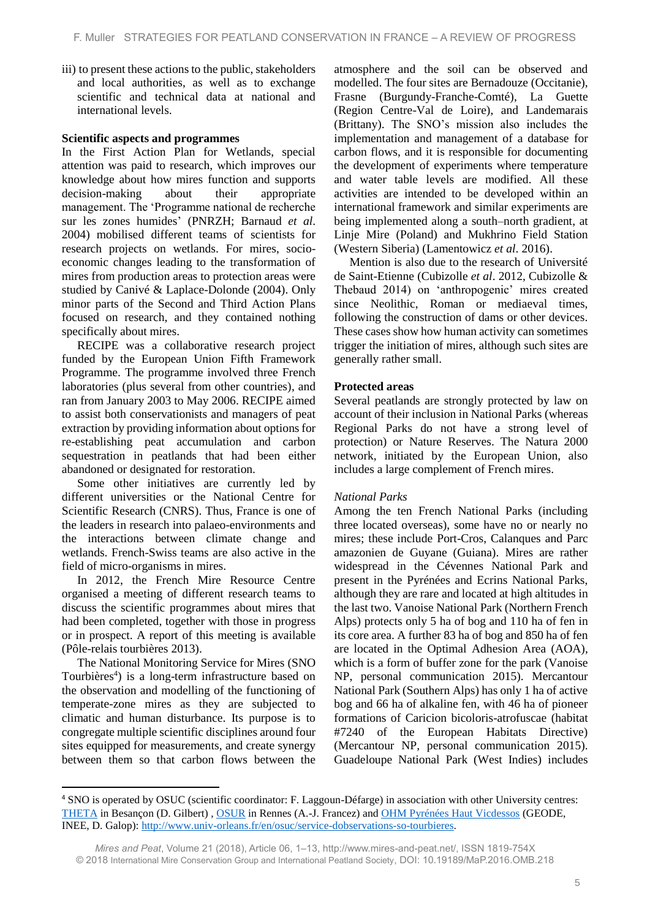iii) to present these actions to the public, stakeholders and local authorities, as well as to exchange scientific and technical data at national and international levels.

**Scientific aspects and programmes**

In the First Action Plan for Wetlands, special attention was paid to research, which improves our knowledge about how mires function and supports decision-making about their appropriate management. The 'Programme national de recherche sur les zones humides' (PNRZH; Barnaud *et al*. 2004) mobilised different teams of scientists for research projects on wetlands. For mires, socio-economic changes leading to the transformation of mires from production areas to protection areas were studied by Canivé & Laplace-Dolonde (2004). Only minor parts of the Second and Third Action Plans focused on research, and they contained nothing specifically about mires.

RECIPE was a collaborative research project funded by the European Union Fifth Framework Programme. The programme involved three French laboratories (plus several from other countries), and ran from January 2003 to May 2006. RECIPE aimed to assist both conservationists and managers of peat extraction by providing information about options for re-establishing peat accumulation and carbon sequestration in peatlands that had been either abandoned or designated for restoration.

Some other initiatives are currently led by different universities or the National Centre for Scientific Research (CNRS). Thus, France is one of the leaders in research into palaeo-environments and the interactions between climate change and wetlands. French-Swiss teams are also active in the field of micro-organisms in mires.

In 2012, the French Mire Resource Centre organised a meeting of different research teams to discuss the scientific programmes about mires that had been completed, together with those in progress or in prospect. A report of this meeting is available (Pôle-relais tourbières 2013).

The National Monitoring Service for Mires (SNO Tourbières[4]) is a long-term infrastructure based on the observation and modelling of the functioning of temperate-zone mires as they are subjected to climatic and human disturbance. Its purpose is to congregate multiple scientific disciplines around four sites equipped for measurements, and create synergy between them so that carbon flows between the atmosphere and the soil can be observed and modelled. The four sites are Bernadouze (Occitanie), Frasne (Burgundy-Franche-Comté), La Guette (Region Centre-Val de Loire), and Landemarais (Brittany). The SNO's mission also includes the implementation and management of a database for carbon flows, and it is responsible for documenting the development of experiments where temperature and water table levels are modified. All these activities are intended to be developed within an international framework and similar experiments are being implemented along a south–north gradient, at Linje Mire (Poland) and Mukhrino Field Station (Western Siberia) (Lamentowicz *et al*. 2016).

Mention is also due to the research of Université de Saint-Etienne (Cubizolle *et al*. 2012, Cubizolle & Thebaud 2014) on 'anthropogenic' mires created since Neolithic, Roman or mediaeval times, following the construction of dams or other devices. These cases show how human activity can sometimes trigger the initiation of mires, although such sites are generally rather small.

**Protected areas**

Several peatlands are strongly protected by law on account of their inclusion in National Parks (whereas Regional Parks do not have a strong level of protection) or Nature Reserves. The Natura 2000 network, initiated by the European Union, also includes a large complement of French mires.

*National Parks*

Among the ten French National Parks (including three located overseas), some have no or nearly no mires; these include Port-Cros, Calanques and Parc amazonien de Guyane (Guiana). Mires are rather widespread in the Cévennes National Park and present in the Pyrénées and Ecrins National Parks, although they are rare and located at high altitudes in the last two. Vanoise National Park (Northern French Alps) protects only 5 ha of bog and 110 ha of fen in its core area. A further 83 ha of bog and 850 ha of fen are located in the Optimal Adhesion Area (AOA), which is a form of buffer zone for the park (Vanoise NP, personal communication 2015). Mercantour National Park (Southern Alps) has only 1 ha of active bog and 66 ha of alkaline fen, with 46 ha of pioneer formations of Caricion bicoloris-atrofuscae (habitat #7240 of the European Habitats Directive) (Mercantour NP, personal communication 2015). Guadeloupe National Park (West Indies) includes

[4] SNO is operated by OSUC (scientific coordinator: F. Laggoun-Défarge) in association with other University centres: THETA in Besançon (D. Gilbert) , OSUR in Rennes (A.-J. Francez) and OHM Pyrénées Haut Vicdessos (GEODE, INEE, D. Galop): http://www.univ-orleans.fr/en/osuc/service-dobservations-so-tourbieres.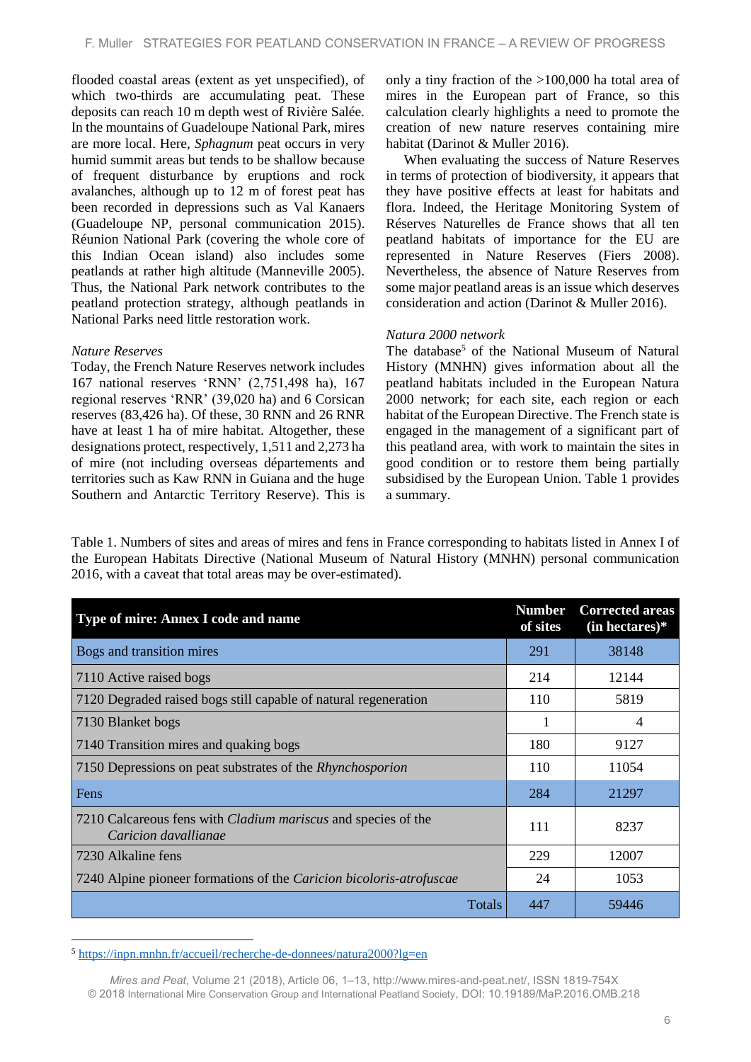flooded coastal areas (extent as yet unspecified), of which two-thirds are accumulating peat. These deposits can reach 10 m depth west of Rivière Salée. In the mountains of Guadeloupe National Park, mires are more local. Here, *Sphagnum* peat occurs in very humid summit areas but tends to be shallow because of frequent disturbance by eruptions and rock avalanches, although up to 12 m of forest peat has been recorded in depressions such as Val Kanaers (Guadeloupe NP, personal communication 2015). Réunion National Park (covering the whole core of this Indian Ocean island) also includes some peatlands at rather high altitude (Manneville 2005). Thus, the National Park network contributes to the peatland protection strategy, although peatlands in National Parks need little restoration work.

*Nature Reserves*

Today, the French Nature Reserves network includes 167 national reserves 'RNN' (2,751,498 ha), 167 regional reserves 'RNR' (39,020 ha) and 6 Corsican reserves (83,426 ha). Of these, 30 RNN and 26 RNR have at least 1 ha of mire habitat. Altogether, these designations protect, respectively, 1,511 and 2,273 ha of mire (not including overseas départements and territories such as Kaw RNN in Guiana and the huge Southern and Antarctic Territory Reserve). This is only a tiny fraction of the >100,000 ha total area of mires in the European part of France, so this calculation clearly highlights a need to promote the creation of new nature reserves containing mire habitat (Darinot & Muller 2016).

When evaluating the success of Nature Reserves in terms of protection of biodiversity, it appears that they have positive effects at least for habitats and flora. Indeed, the Heritage Monitoring System of Réserves Naturelles de France shows that all ten peatland habitats of importance for the EU are represented in Nature Reserves (Fiers 2008). Nevertheless, the absence of Nature Reserves from some major peatland areas is an issue which deserves consideration and action (Darinot & Muller 2016).

*Natura 2000 network*

The database[5] of the National Museum of Natural History (MNHN) gives information about all the peatland habitats included in the European Natura 2000 network; for each site, each region or each habitat of the European Directive. The French state is engaged in the management of a significant part of this peatland area, with work to maintain the sites in good condition or to restore them being partially subsidised by the European Union. Table 1 provides a summary.

Table 1. Numbers of sites and areas of mires and fens in France corresponding to habitats listed in Annex I of the European Habitats Directive (National Museum of Natural History (MNHN) personal communication 2016, with a caveat that total areas may be over-estimated).

| Type of mire: Annex I code and name | Number of sites | Corrected areas (in hectares)* |
|---|---|---|
| Bogs and transition mires | 291 | 38148 |
| 7110 Active raised bogs | 214 | 12144 |
| 7120 Degraded raised bogs still capable of natural regeneration | 110 | 5819 |
| 7130 Blanket bogs | 1 | 4 |
| 7140 Transition mires and quaking bogs | 180 | 9127 |
| 7150 Depressions on peat substrates of the *Rhynchosporion* | 110 | 11054 |
| Fens | 284 | 21297 |
| 7210 Calcareous fens with *Cladium mariscus* and species of the *Caricion davallianae* | 111 | 8237 |
| 7230 Alkaline fens | 229 | 12007 |
| 7240 Alpine pioneer formations of the *Caricion bicoloris-atrofuscae* | 24 | 1053 |
| Totals | 447 | 59446 |

[5] https://inpn.mnhn.fr/accueil/recherche-de-donnees/natura2000?lg=en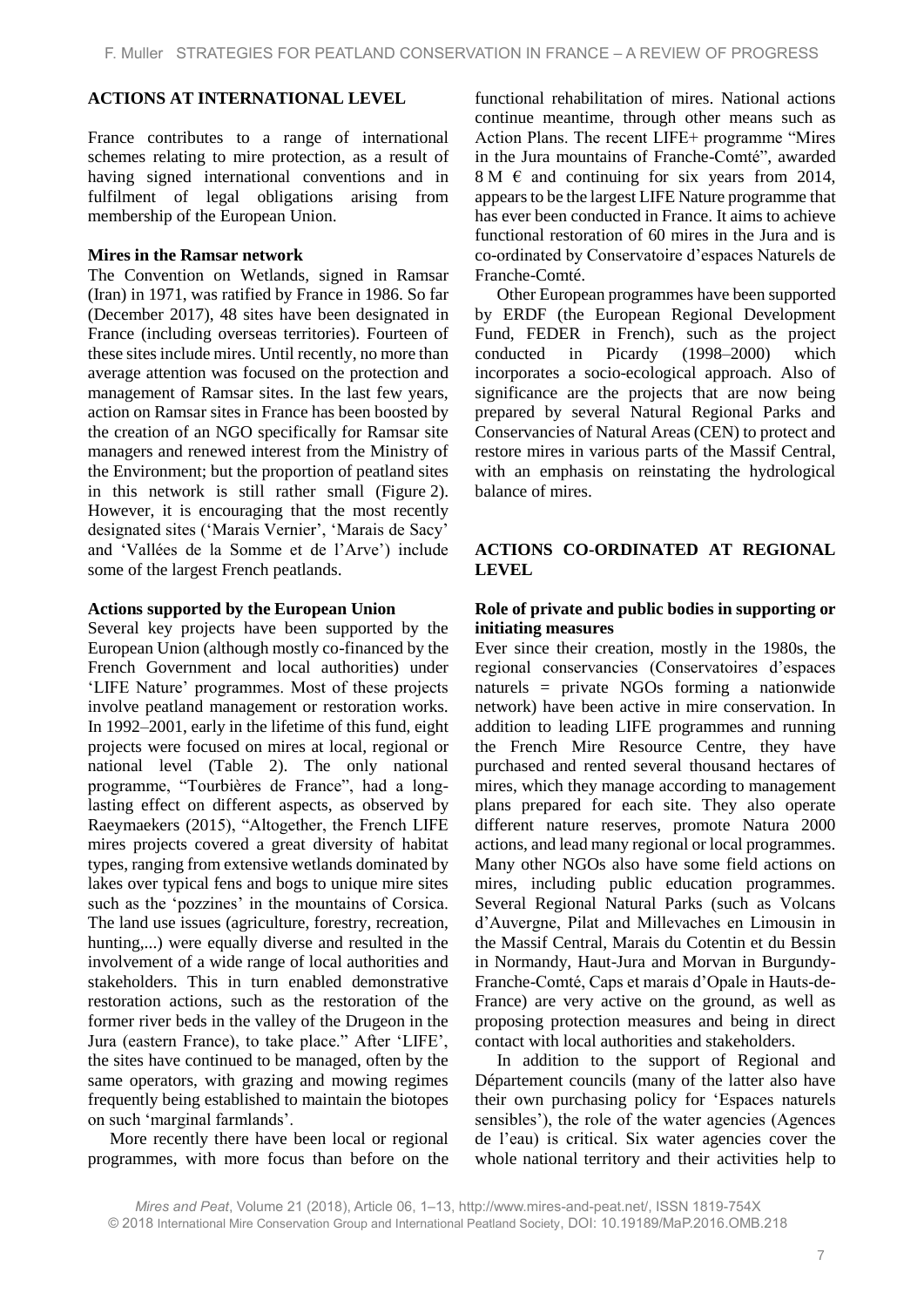## ACTIONS AT INTERNATIONAL LEVEL

France contributes to a range of international schemes relating to mire protection, as a result of having signed international conventions and in fulfilment of legal obligations arising from membership of the European Union.

### Mires in the Ramsar network

The Convention on Wetlands, signed in Ramsar (Iran) in 1971, was ratified by France in 1986. So far (December 2017), 48 sites have been designated in France (including overseas territories). Fourteen of these sites include mires. Until recently, no more than average attention was focused on the protection and management of Ramsar sites. In the last few years, action on Ramsar sites in France has been boosted by the creation of an NGO specifically for Ramsar site managers and renewed interest from the Ministry of the Environment; but the proportion of peatland sites in this network is still rather small (Figure 2). However, it is encouraging that the most recently designated sites ('Marais Vernier', 'Marais de Sacy' and 'Vallées de la Somme et de l'Arve') include some of the largest French peatlands.

### Actions supported by the European Union

Several key projects have been supported by the European Union (although mostly co-financed by the French Government and local authorities) under 'LIFE Nature' programmes. Most of these projects involve peatland management or restoration works. In 1992–2001, early in the lifetime of this fund, eight projects were focused on mires at local, regional or national level (Table 2). The only national programme, "Tourbières de France", had a long-lasting effect on different aspects, as observed by Raeymaekers (2015), "Altogether, the French LIFE mires projects covered a great diversity of habitat types, ranging from extensive wetlands dominated by lakes over typical fens and bogs to unique mire sites such as the 'pozzines' in the mountains of Corsica. The land use issues (agriculture, forestry, recreation, hunting,...) were equally diverse and resulted in the involvement of a wide range of local authorities and stakeholders. This in turn enabled demonstrative restoration actions, such as the restoration of the former river beds in the valley of the Drugeon in the Jura (eastern France), to take place." After 'LIFE', the sites have continued to be managed, often by the same operators, with grazing and mowing regimes frequently being established to maintain the biotopes on such 'marginal farmlands'.

More recently there have been local or regional programmes, with more focus than before on the functional rehabilitation of mires. National actions continue meantime, through other means such as Action Plans. The recent LIFE+ programme "Mires in the Jura mountains of Franche-Comté", awarded 8 M € and continuing for six years from 2014, appears to be the largest LIFE Nature programme that has ever been conducted in France. It aims to achieve functional restoration of 60 mires in the Jura and is co-ordinated by Conservatoire d'espaces Naturels de Franche-Comté.

Other European programmes have been supported by ERDF (the European Regional Development Fund, FEDER in French), such as the project conducted in Picardy (1998–2000) which incorporates a socio-ecological approach. Also of significance are the projects that are now being prepared by several Natural Regional Parks and Conservancies of Natural Areas (CEN) to protect and restore mires in various parts of the Massif Central, with an emphasis on reinstating the hydrological balance of mires.

## ACTIONS CO-ORDINATED AT REGIONAL LEVEL

### Role of private and public bodies in supporting or initiating measures

Ever since their creation, mostly in the 1980s, the regional conservancies (Conservatoires d'espaces naturels = private NGOs forming a nationwide network) have been active in mire conservation. In addition to leading LIFE programmes and running the French Mire Resource Centre, they have purchased and rented several thousand hectares of mires, which they manage according to management plans prepared for each site. They also operate different nature reserves, promote Natura 2000 actions, and lead many regional or local programmes. Many other NGOs also have some field actions on mires, including public education programmes. Several Regional Natural Parks (such as Volcans d'Auvergne, Pilat and Millevaches en Limousin in the Massif Central, Marais du Cotentin et du Bessin in Normandy, Haut-Jura and Morvan in Burgundy-Franche-Comté, Caps et marais d'Opale in Hauts-de-France) are very active on the ground, as well as proposing protection measures and being in direct contact with local authorities and stakeholders.

In addition to the support of Regional and Département councils (many of the latter also have their own purchasing policy for 'Espaces naturels sensibles'), the role of the water agencies (Agences de l'eau) is critical. Six water agencies cover the whole national territory and their activities help to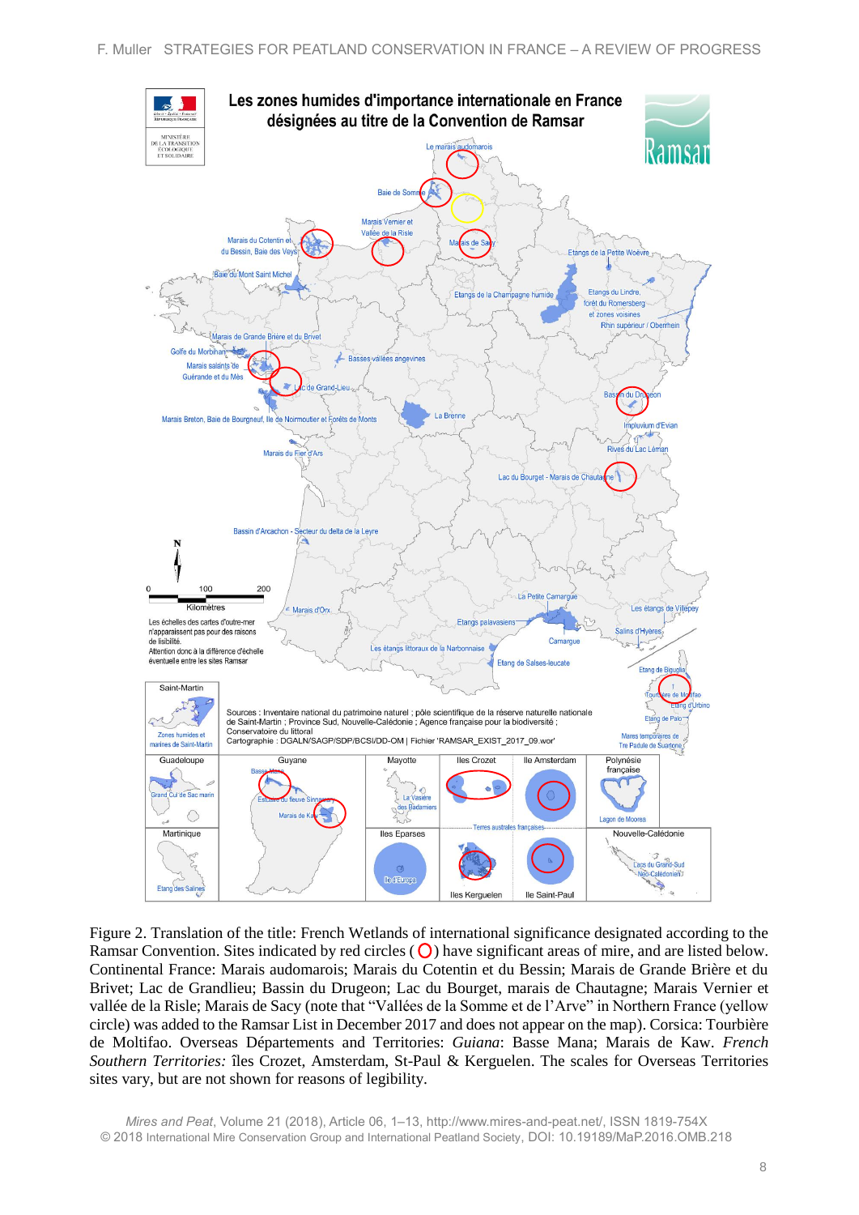Figure 2. Translation of the title: French Wetlands of international significance designated according to the Ramsar Convention. Sites indicated by red circles (○) have significant areas of mire, and are listed below. Continental France: Marais audomarois; Marais du Cotentin et du Bessin; Marais de Grande Brière et du Brivet; Lac de Grandlieu; Bassin du Drugeon; Lac du Bourget, marais de Chautagne; Marais Vernier et vallée de la Risle; Marais de Sacy (note that “Vallées de la Somme et de l’Arve” in Northern France (yellow circle) was added to the Ramsar List in December 2017 and does not appear on the map). Corsica: Tourbière de Moltifao. Overseas Départements and Territories: *Guiana*: Basse Mana; Marais de Kaw. *French Southern Territories:* îles Crozet, Amsterdam, St-Paul & Kerguelen. The scales for Overseas Territories sites vary, but are not shown for reasons of legibility.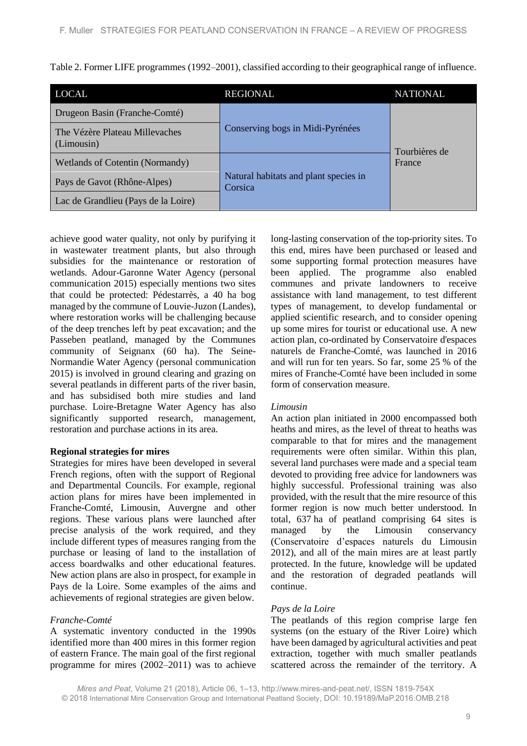Table 2. Former LIFE programmes (1992–2001), classified according to their geographical range of influence.

| LOCAL | REGIONAL | NATIONAL |
|---|---|---|
| Drugeon Basin (Franche-Comté) | Conserving bogs in Midi-Pyrénées | Tourbières de France |
| The Vézère Plateau Millevaches (Limousin) | | |
| Wetlands of Cotentin (Normandy) | Natural habitats and plant species in Corsica | |
| Pays de Gavot (Rhône-Alpes) | | |
| Lac de Grandlieu (Pays de la Loire) | | |

achieve good water quality, not only by purifying it in wastewater treatment plants, but also through subsidies for the maintenance or restoration of wetlands. Adour-Garonne Water Agency (personal communication 2015) especially mentions two sites that could be protected: Pédestarrès, a 40 ha bog managed by the commune of Louvie-Juzon (Landes), where restoration works will be challenging because of the deep trenches left by peat excavation; and the Passeben peatland, managed by the Communes community of Seignanx (60 ha). The Seine-Normandie Water Agency (personal communication 2015) is involved in ground clearing and grazing on several peatlands in different parts of the river basin, and has subsidised both mire studies and land purchase. Loire-Bretagne Water Agency has also significantly supported research, management, restoration and purchase actions in its area.

**Regional strategies for mires**

Strategies for mires have been developed in several French regions, often with the support of Regional and Departmental Councils. For example, regional action plans for mires have been implemented in Franche-Comté, Limousin, Auvergne and other regions. These various plans were launched after precise analysis of the work required, and they include different types of measures ranging from the purchase or leasing of land to the installation of access boardwalks and other educational features. New action plans are also in prospect, for example in Pays de la Loire. Some examples of the aims and achievements of regional strategies are given below.

*Franche-Comté*

A systematic inventory conducted in the 1990s identified more than 400 mires in this former region of eastern France. The main goal of the first regional programme for mires (2002–2011) was to achieve long-lasting conservation of the top-priority sites. To this end, mires have been purchased or leased and some supporting formal protection measures have been applied. The programme also enabled communes and private landowners to receive assistance with land management, to test different types of management, to develop fundamental or applied scientific research, and to consider opening up some mires for tourist or educational use. A new action plan, co-ordinated by Conservatoire d'espaces naturels de Franche-Comté, was launched in 2016 and will run for ten years. So far, some 25 % of the mires of Franche-Comté have been included in some form of conservation measure.

*Limousin*

An action plan initiated in 2000 encompassed both heaths and mires, as the level of threat to heaths was comparable to that for mires and the management requirements were often similar. Within this plan, several land purchases were made and a special team devoted to providing free advice for landowners was highly successful. Professional training was also provided, with the result that the mire resource of this former region is now much better understood. In total, 637 ha of peatland comprising 64 sites is managed by the Limousin conservancy (Conservatoire d'espaces naturels du Limousin 2012), and all of the main mires are at least partly protected. In the future, knowledge will be updated and the restoration of degraded peatlands will continue.

*Pays de la Loire*

The peatlands of this region comprise large fen systems (on the estuary of the River Loire) which have been damaged by agricultural activities and peat extraction, together with much smaller peatlands scattered across the remainder of the territory. A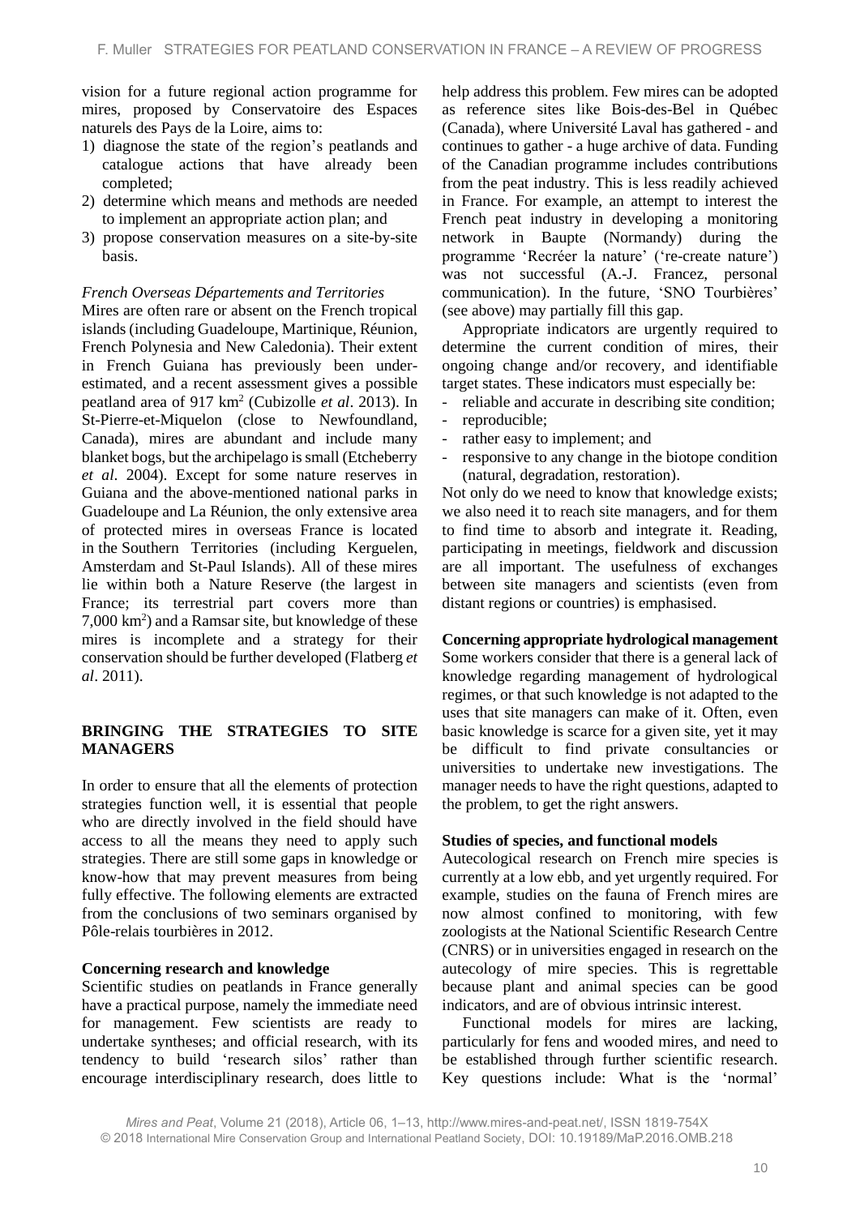vision for a future regional action programme for mires, proposed by Conservatoire des Espaces naturels des Pays de la Loire, aims to:

1) diagnose the state of the region's peatlands and catalogue actions that have already been completed;
2) determine which means and methods are needed to implement an appropriate action plan; and
3) propose conservation measures on a site-by-site basis.

*French Overseas Départements and Territories*

Mires are often rare or absent on the French tropical islands (including Guadeloupe, Martinique, Réunion, French Polynesia and New Caledonia). Their extent in French Guiana has previously been under-estimated, and a recent assessment gives a possible peatland area of 917 km$^2$ (Cubizolle *et al*. 2013). In St-Pierre-et-Miquelon (close to Newfoundland, Canada), mires are abundant and include many blanket bogs, but the archipelago is small (Etcheberry *et al*. 2004). Except for some nature reserves in Guiana and the above-mentioned national parks in Guadeloupe and La Réunion, the only extensive area of protected mires in overseas France is located in the Southern Territories (including Kerguelen, Amsterdam and St-Paul Islands). All of these mires lie within both a Nature Reserve (the largest in France; its terrestrial part covers more than 7,000 km$^2$) and a Ramsar site, but knowledge of these mires is incomplete and a strategy for their conservation should be further developed (Flatberg *et al*. 2011).

## BRINGING THE STRATEGIES TO SITE MANAGERS

In order to ensure that all the elements of protection strategies function well, it is essential that people who are directly involved in the field should have access to all the means they need to apply such strategies. There are still some gaps in knowledge or know-how that may prevent measures from being fully effective. The following elements are extracted from the conclusions of two seminars organised by Pôle-relais tourbières in 2012.

### Concerning research and knowledge

Scientific studies on peatlands in France generally have a practical purpose, namely the immediate need for management. Few scientists are ready to undertake syntheses; and official research, with its tendency to build 'research silos' rather than encourage interdisciplinary research, does little to help address this problem. Few mires can be adopted as reference sites like Bois-des-Bel in Québec (Canada), where Université Laval has gathered - and continues to gather - a huge archive of data. Funding of the Canadian programme includes contributions from the peat industry. This is less readily achieved in France. For example, an attempt to interest the French peat industry in developing a monitoring network in Baupte (Normandy) during the programme 'Recréer la nature' ('re-create nature') was not successful (A.-J. Francez, personal communication). In the future, 'SNO Tourbières' (see above) may partially fill this gap.

Appropriate indicators are urgently required to determine the current condition of mires, their ongoing change and/or recovery, and identifiable target states. These indicators must especially be:

- reliable and accurate in describing site condition;
- reproducible;
- rather easy to implement; and
- responsive to any change in the biotope condition (natural, degradation, restoration).

Not only do we need to know that knowledge exists; we also need it to reach site managers, and for them to find time to absorb and integrate it. Reading, participating in meetings, fieldwork and discussion are all important. The usefulness of exchanges between site managers and scientists (even from distant regions or countries) is emphasised.

### Concerning appropriate hydrological management

Some workers consider that there is a general lack of knowledge regarding management of hydrological regimes, or that such knowledge is not adapted to the uses that site managers can make of it. Often, even basic knowledge is scarce for a given site, yet it may be difficult to find private consultancies or universities to undertake new investigations. The manager needs to have the right questions, adapted to the problem, to get the right answers.

### Studies of species, and functional models

Autecological research on French mire species is currently at a low ebb, and yet urgently required. For example, studies on the fauna of French mires are now almost confined to monitoring, with few zoologists at the National Scientific Research Centre (CNRS) or in universities engaged in research on the autecology of mire species. This is regrettable because plant and animal species can be good indicators, and are of obvious intrinsic interest.

Functional models for mires are lacking, particularly for fens and wooded mires, and need to be established through further scientific research. Key questions include: What is the 'normal'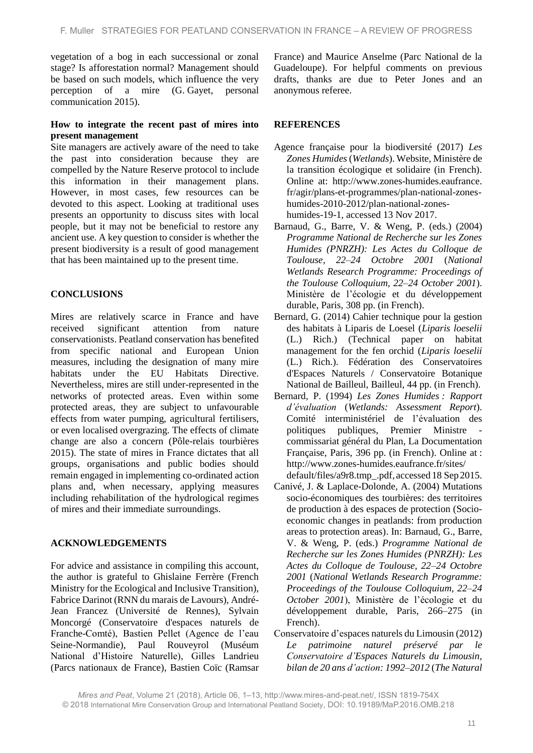vegetation of a bog in each successional or zonal stage? Is afforestation normal? Management should be based on such models, which influence the very perception of a mire (G. Gayet, personal communication 2015).

### How to integrate the recent past of mires into present management

Site managers are actively aware of the need to take the past into consideration because they are compelled by the Nature Reserve protocol to include this information in their management plans. However, in most cases, few resources can be devoted to this aspect. Looking at traditional uses presents an opportunity to discuss sites with local people, but it may not be beneficial to restore any ancient use. A key question to consider is whether the present biodiversity is a result of good management that has been maintained up to the present time.

## CONCLUSIONS

Mires are relatively scarce in France and have received significant attention from nature conservationists. Peatland conservation has benefited from specific national and European Union measures, including the designation of many mire habitats under the EU Habitats Directive. Nevertheless, mires are still under-represented in the networks of protected areas. Even within some protected areas, they are subject to unfavourable effects from water pumping, agricultural fertilisers, or even localised overgrazing. The effects of climate change are also a concern (Pôle-relais tourbières 2015). The state of mires in France dictates that all groups, organisations and public bodies should remain engaged in implementing co-ordinated action plans and, when necessary, applying measures including rehabilitation of the hydrological regimes of mires and their immediate surroundings.

## ACKNOWLEDGEMENTS

For advice and assistance in compiling this account, the author is grateful to Ghislaine Ferrère (French Ministry for the Ecological and Inclusive Transition), Fabrice Darinot (RNN du marais de Lavours), André-Jean Francez (Université de Rennes), Sylvain Moncorgé (Conservatoire d'espaces naturels de Franche-Comté), Bastien Pellet (Agence de l'eau Seine-Normandie), Paul Rouveyrol (Muséum National d'Histoire Naturelle), Gilles Landrieu (Parcs nationaux de France), Bastien Coïc (Ramsar France) and Maurice Anselme (Parc National de la Guadeloupe). For helpful comments on previous drafts, thanks are due to Peter Jones and an anonymous referee.

## REFERENCES

Agence française pour la biodiversité (2017) *Les Zones Humides* (*Wetlands*). Website, Ministère de la transition écologique et solidaire (in French). Online at: http://www.zones-humides.eaufrance.fr/agir/plans-et-programmes/plan-national-zones-humides-2010-2012/plan-national-zones-humides-19-1, accessed 13 Nov 2017.

Barnaud, G., Barre, V. & Weng, P. (eds.) (2004) *Programme National de Recherche sur les Zones Humides (PNRZH): Les Actes du Colloque de Toulouse, 22–24 Octobre 2001* (*National Wetlands Research Programme: Proceedings of the Toulouse Colloquium, 22–24 October 2001*). Ministère de l'écologie et du développement durable, Paris, 308 pp. (in French).

Bernard, G. (2014) Cahier technique pour la gestion des habitats à Liparis de Loesel (*Liparis loeselii* (L.) Rich.) (Technical paper on habitat management for the fen orchid (*Liparis loeselii* (L.) Rich.). Fédération des Conservatoires d'Espaces Naturels / Conservatoire Botanique National de Bailleul, Bailleul, 44 pp. (in French).

Bernard, P. (1994) *Les Zones Humides : Rapport d'évaluation* (*Wetlands: Assessment Report*). Comité interministériel de l'évaluation des politiques publiques, Premier Ministre - commissariat général du Plan, La Documentation Française, Paris, 396 pp. (in French). Online at : http://www.zones-humides.eaufrance.fr/sites/default/files/a9r8.tmp_.pdf, accessed 18 Sep 2015.

Canivé, J. & Laplace-Dolonde, A. (2004) Mutations socio-économiques des tourbières: des territoires de production à des espaces de protection (Socio-economic changes in peatlands: from production areas to protection areas). In: Barnaud, G., Barre, V. & Weng, P. (eds.) *Programme National de Recherche sur les Zones Humides (PNRZH): Les Actes du Colloque de Toulouse, 22–24 Octobre 2001* (*National Wetlands Research Programme: Proceedings of the Toulouse Colloquium, 22–24 October 2001*), Ministère de l'écologie et du développement durable, Paris, 266–275 (in French).

Conservatoire d'espaces naturels du Limousin (2012) *Le patrimoine naturel préservé par le Conservatoire d'Espaces Naturels du Limousin, bilan de 20 ans d'action: 1992–2012* (*The Natural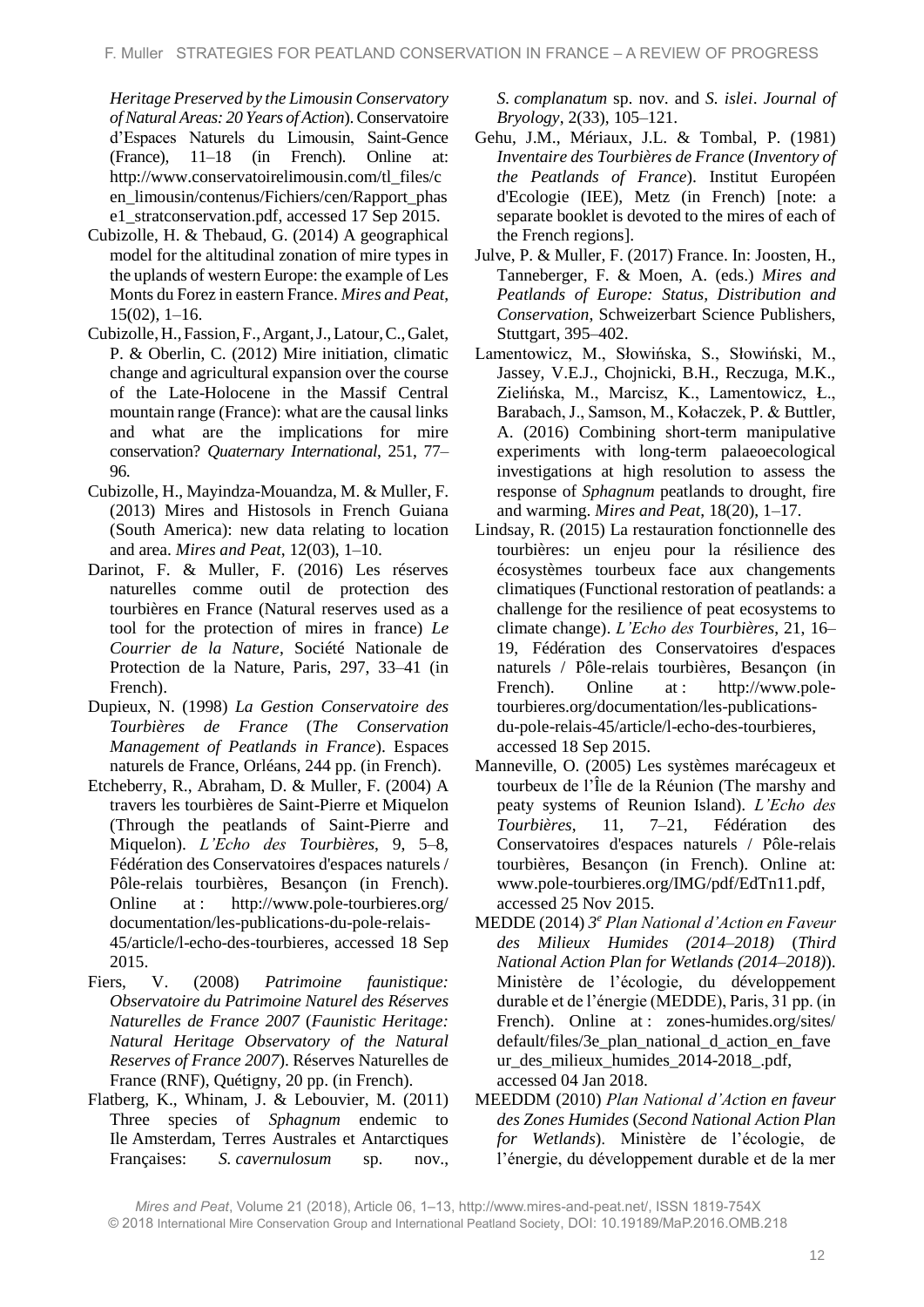*Heritage Preserved by the Limousin Conservatory of Natural Areas: 20 Years of Action*). Conservatoire d'Espaces Naturels du Limousin, Saint-Gence (France), 11–18 (in French). Online at: http://www.conservatoirelimousin.com/tl_files/cen_limousin/contenus/Fichiers/cen/Rapport_phase1_stratconservation.pdf, accessed 17 Sep 2015.

Cubizolle, H. & Thebaud, G. (2014) A geographical model for the altitudinal zonation of mire types in the uplands of western Europe: the example of Les Monts du Forez in eastern France. *Mires and Peat*, 15(02), 1–16.

Cubizolle, H., Fassion, F., Argant, J., Latour, C., Galet, P. & Oberlin, C. (2012) Mire initiation, climatic change and agricultural expansion over the course of the Late-Holocene in the Massif Central mountain range (France): what are the causal links and what are the implications for mire conservation? *Quaternary International*, 251, 77–96.

Cubizolle, H., Mayindza-Mouandza, M. & Muller, F. (2013) Mires and Histosols in French Guiana (South America): new data relating to location and area. *Mires and Peat*, 12(03), 1–10.

Darinot, F. & Muller, F. (2016) Les réserves naturelles comme outil de protection des tourbières en France (Natural reserves used as a tool for the protection of mires in france) *Le Courrier de la Nature*, Société Nationale de Protection de la Nature, Paris, 297, 33–41 (in French).

Dupieux, N. (1998) *La Gestion Conservatoire des Tourbières de France* (*The Conservation Management of Peatlands in France*). Espaces naturels de France, Orléans, 244 pp. (in French).

Etcheberry, R., Abraham, D. & Muller, F. (2004) A travers les tourbières de Saint-Pierre et Miquelon (Through the peatlands of Saint-Pierre and Miquelon). *L'Echo des Tourbières*, 9, 5–8, Fédération des Conservatoires d'espaces naturels / Pôle-relais tourbières, Besançon (in French). Online at : http://www.pole-tourbieres.org/documentation/les-publications-du-pole-relais-45/article/l-echo-des-tourbieres, accessed 18 Sep 2015.

Fiers, V. (2008) *Patrimoine faunistique: Observatoire du Patrimoine Naturel des Réserves Naturelles de France 2007* (*Faunistic Heritage: Natural Heritage Observatory of the Natural Reserves of France 2007*). Réserves Naturelles de France (RNF), Quétigny, 20 pp. (in French).

Flatberg, K., Whinam, J. & Lebouvier, M. (2011) Three species of *Sphagnum* endemic to Ile Amsterdam, Terres Australes et Antarctiques Françaises: *S. cavernulosum* sp. nov., *S. complanatum* sp. nov. and *S. islei*. *Journal of Bryology*, 2(33), 105–121.

Gehu, J.M., Mériaux, J.L. & Tombal, P. (1981) *Inventaire des Tourbières de France* (*Inventory of the Peatlands of France*). Institut Européen d'Ecologie (IEE), Metz (in French) [note: a separate booklet is devoted to the mires of each of the French regions].

Julve, P. & Muller, F. (2017) France. In: Joosten, H., Tanneberger, F. & Moen, A. (eds.) *Mires and Peatlands of Europe: Status, Distribution and Conservation*, Schweizerbart Science Publishers, Stuttgart, 395–402.

Lamentowicz, M., Słowińska, S., Słowiński, M., Jassey, V.E.J., Chojnicki, B.H., Reczuga, M.K., Zielińska, M., Marcisz, K., Lamentowicz, Ł., Barabach, J., Samson, M., Kołaczek, P. & Buttler, A. (2016) Combining short-term manipulative experiments with long-term palaeoecological investigations at high resolution to assess the response of *Sphagnum* peatlands to drought, fire and warming. *Mires and Peat*, 18(20), 1–17.

Lindsay, R. (2015) La restauration fonctionnelle des tourbières: un enjeu pour la résilience des écosystèmes tourbeux face aux changements climatiques (Functional restoration of peatlands: a challenge for the resilience of peat ecosystems to climate change). *L'Echo des Tourbières*, 21, 16–19, Fédération des Conservatoires d'espaces naturels / Pôle-relais tourbières, Besançon (in French). Online at : http://www.pole-tourbieres.org/documentation/les-publications-du-pole-relais-45/article/l-echo-des-tourbieres, accessed 18 Sep 2015.

Manneville, O. (2005) Les systèmes marécageux et tourbeux de l'Île de la Réunion (The marshy and peaty systems of Reunion Island). *L'Echo des Tourbières*, 11, 7–21, Fédération des Conservatoires d'espaces naturels / Pôle-relais tourbières, Besançon (in French). Online at: www.pole-tourbieres.org/IMG/pdf/EdTn11.pdf, accessed 25 Nov 2015.

MEDDE (2014) *3e Plan National d'Action en Faveur des Milieux Humides (2014–2018)* (*Third National Action Plan for Wetlands (2014–2018)*). Ministère de l'écologie, du développement durable et de l'énergie (MEDDE), Paris, 31 pp. (in French). Online at : zones-humides.org/sites/default/files/3e_plan_national_d_action_en_faveur_des_milieux_humides_2014-2018_.pdf, accessed 04 Jan 2018.

MEEDDM (2010) *Plan National d'Action en faveur des Zones Humides* (*Second National Action Plan for Wetlands*). Ministère de l'écologie, de l'énergie, du développement durable et de la mer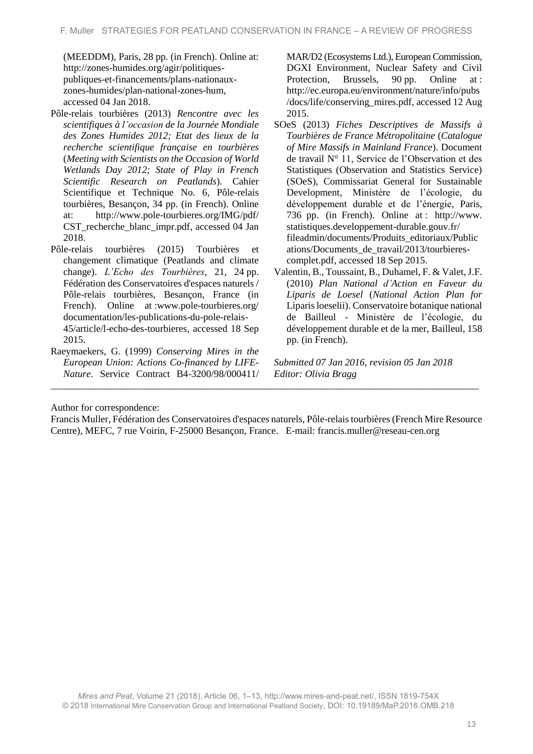(MEEDDM), Paris, 28 pp. (in French). Online at: http://zones-humides.org/agir/politiques-publiques-et-financements/plans-nationaux-zones-humides/plan-national-zones-hum, accessed 04 Jan 2018.

Pôle-relais tourbières (2013) *Rencontre avec les scientifiques à l'occasion de la Journée Mondiale des Zones Humides 2012; Etat des lieux de la recherche scientifique française en tourbières* (*Meeting with Scientists on the Occasion of World Wetlands Day 2012; State of Play in French Scientific Research on Peatlands*). Cahier Scientifique et Technique No. 6, Pôle-relais tourbières, Besançon, 34 pp. (in French). Online at: http://www.pole-tourbieres.org/IMG/pdf/CST_recherche_blanc_impr.pdf, accessed 04 Jan 2018.

Pôle-relais tourbières (2015) Tourbières et changement climatique (Peatlands and climate change). *L'Echo des Tourbières*, 21, 24 pp. Fédération des Conservatoires d'espaces naturels / Pôle-relais tourbières, Besançon, France (in French). Online at :www.pole-tourbieres.org/documentation/les-publications-du-pole-relais-45/article/l-echo-des-tourbieres, accessed 18 Sep 2015.

Raeymaekers, G. (1999) *Conserving Mires in the European Union: Actions Co-financed by LIFE-Nature*. Service Contract B4-3200/98/000411/MAR/D2 (Ecosystems Ltd.), European Commission, DGXI Environment, Nuclear Safety and Civil Protection, Brussels, 90 pp. Online at : http://ec.europa.eu/environment/nature/info/pubs/docs/life/conserving_mires.pdf, accessed 12 Aug 2015.

SOeS (2013) *Fiches Descriptives de Massifs à Tourbières de France Métropolitaine* (*Catalogue of Mire Massifs in Mainland France*). Document de travail N° 11, Service de l'Observation et des Statistiques (Observation and Statistics Service) (SOeS), Commissariat General for Sustainable Development, Ministère de l'écologie, du développement durable et de l'énergie, Paris, 736 pp. (in French). Online at : http://www.statistiques.developpement-durable.gouv.fr/fileadmin/documents/Produits_editoriaux/Publications/Documents_de_travail/2013/tourbieres-complet.pdf, accessed 18 Sep 2015.

Valentin, B., Toussaint, B., Duhamel, F. & Valet, J.F. (2010) *Plan National d'Action en Faveur du Liparis de Loesel* (*National Action Plan for* Liparis loeselii). Conservatoire botanique national de Bailleul - Ministère de l'écologie, du développement durable et de la mer, Bailleul, 158 pp. (in French).

*Submitted 07 Jan 2016, revision 05 Jan 2018*
*Editor: Olivia Bragg*

---

Author for correspondence:

Francis Muller, Fédération des Conservatoires d'espaces naturels, Pôle-relais tourbières (French Mire Resource Centre), MEFC, 7 rue Voirin, F-25000 Besançon, France. E-mail: francis.muller@reseau-cen.org